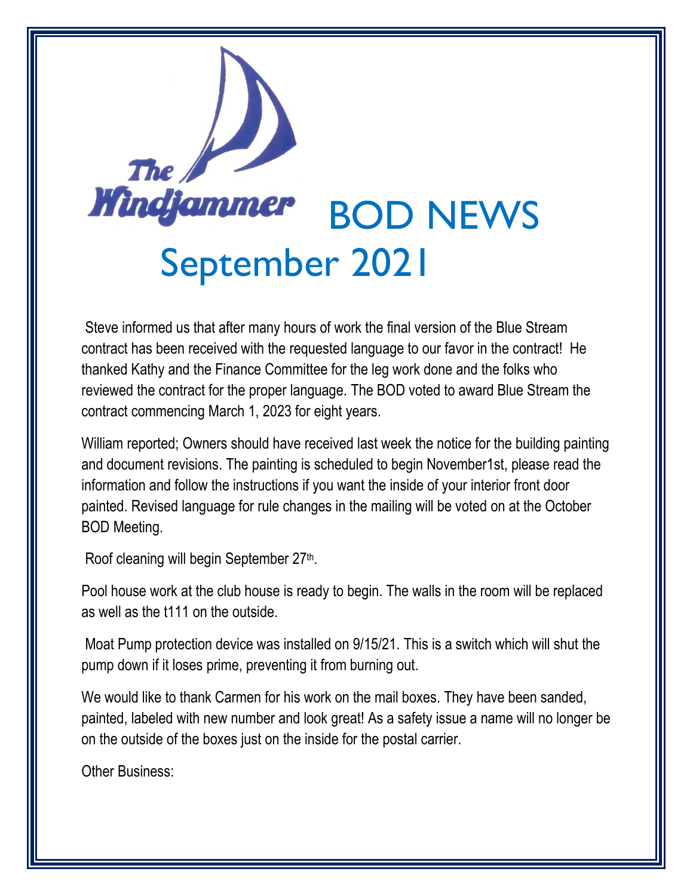# The Windjammer BOD NEWS September 2021

Steve informed us that after many hours of work the final version of the Blue Stream contract has been received with the requested language to our favor in the contract! He thanked Kathy and the Finance Committee for the leg work done and the folks who reviewed the contract for the proper language. The BOD voted to award Blue Stream the contract commencing March 1, 2023 for eight years.

William reported; Owners should have received last week the notice for the building painting and document revisions. The painting is scheduled to begin November1st, please read the information and follow the instructions if you want the inside of your interior front door painted. Revised language for rule changes in the mailing will be voted on at the October BOD Meeting.

Roof cleaning will begin September 27th.

Pool house work at the club house is ready to begin. The walls in the room will be replaced as well as the t111 on the outside.

Moat Pump protection device was installed on 9/15/21. This is a switch which will shut the pump down if it loses prime, preventing it from burning out.

We would like to thank Carmen for his work on the mail boxes. They have been sanded, painted, labeled with new number and look great! As a safety issue a name will no longer be on the outside of the boxes just on the inside for the postal carrier.

Other Business: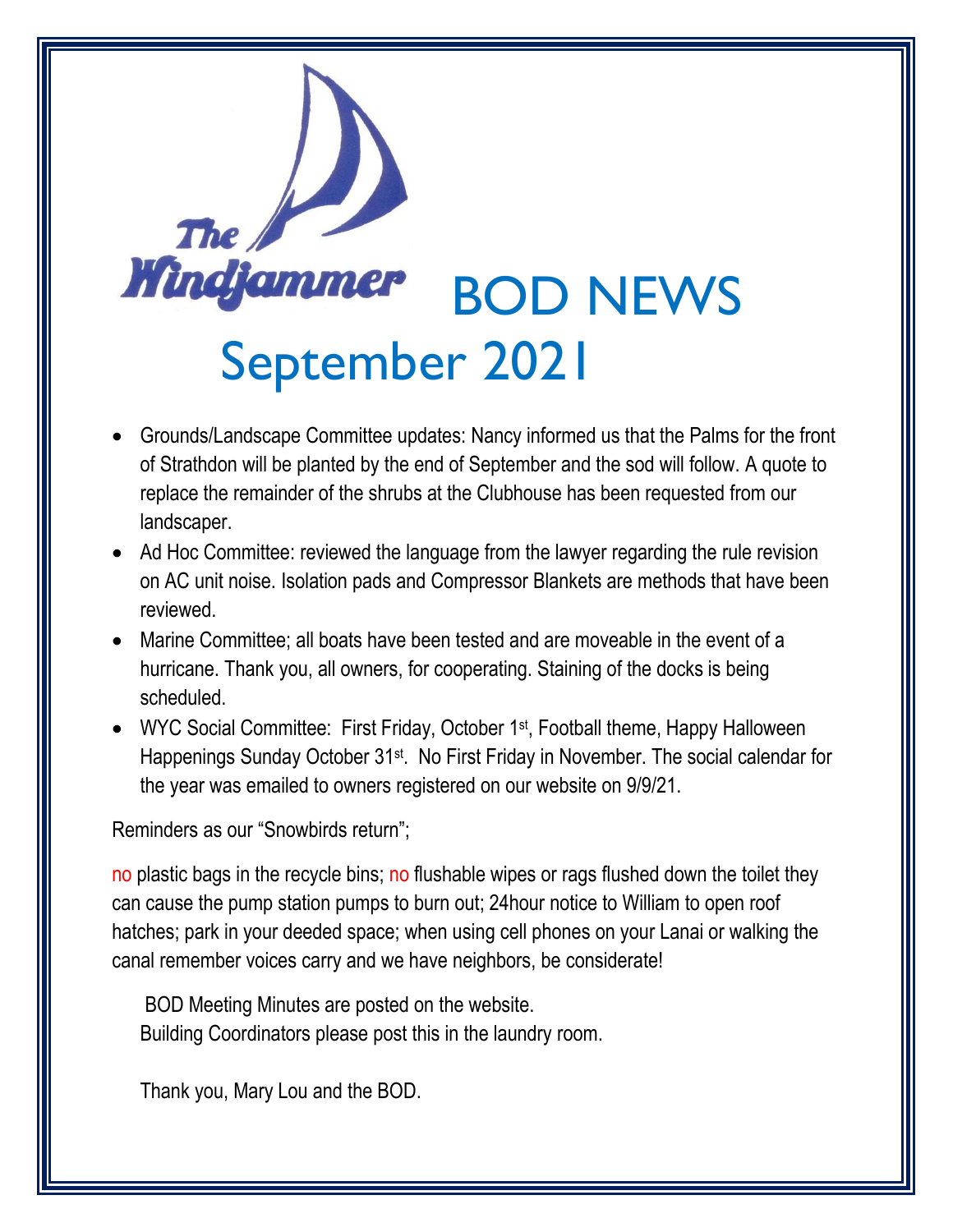The Windjammer

# BOD NEWS September 2021

- Grounds/Landscape Committee updates: Nancy informed us that the Palms for the front of Strathdon will be planted by the end of September and the sod will follow. A quote to replace the remainder of the shrubs at the Clubhouse has been requested from our landscaper.
- Ad Hoc Committee: reviewed the language from the lawyer regarding the rule revision on AC unit noise. Isolation pads and Compressor Blankets are methods that have been reviewed.
- Marine Committee; all boats have been tested and are moveable in the event of a hurricane. Thank you, all owners, for cooperating. Staining of the docks is being scheduled.
- WYC Social Committee: First Friday, October 1st, Football theme, Happy Halloween Happenings Sunday October 31st. No First Friday in November. The social calendar for the year was emailed to owners registered on our website on 9/9/21.

Reminders as our "Snowbirds return";

no plastic bags in the recycle bins; no flushable wipes or rags flushed down the toilet they can cause the pump station pumps to burn out; 24hour notice to William to open roof hatches; park in your deeded space; when using cell phones on your Lanai or walking the canal remember voices carry and we have neighbors, be considerate!

BOD Meeting Minutes are posted on the website.
Building Coordinators please post this in the laundry room.

Thank you, Mary Lou and the BOD.